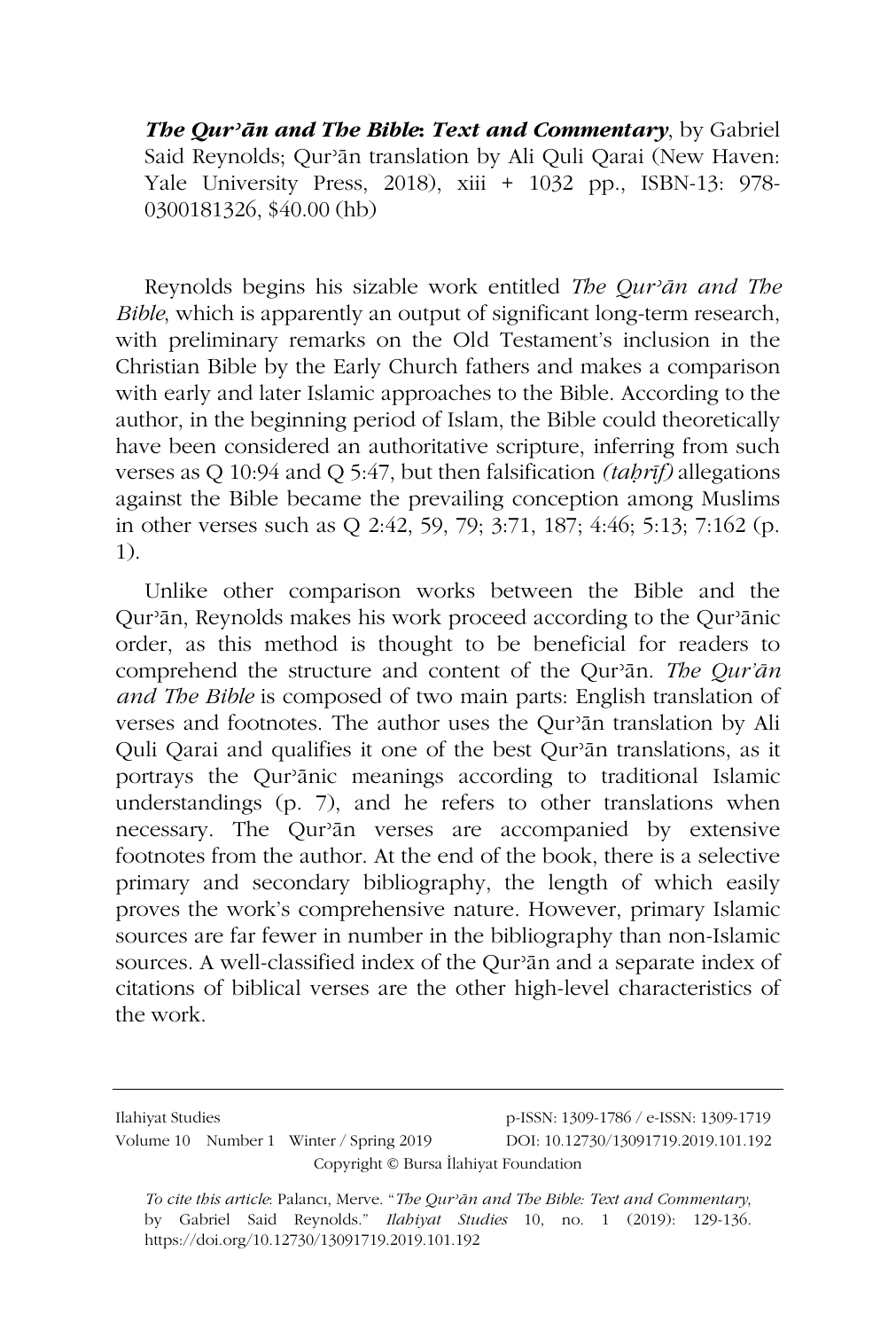***The Qurʾān and The Bible*: *Text and Commentary***, by Gabriel Said Reynolds; Qurʾān translation by Ali Quli Qarai (New Haven: Yale University Press, 2018), xiii + 1032 pp., ISBN-13: 978-0300181326, $40.00 (hb)

Reynolds begins his sizable work entitled *The Qurʾān and The Bible*, which is apparently an output of significant long-term research, with preliminary remarks on the Old Testament's inclusion in the Christian Bible by the Early Church fathers and makes a comparison with early and later Islamic approaches to the Bible. According to the author, in the beginning period of Islam, the Bible could theoretically have been considered an authoritative scripture, inferring from such verses as Q 10:94 and Q 5:47, but then falsification *(taḥrīf)* allegations against the Bible became the prevailing conception among Muslims in other verses such as Q 2:42, 59, 79; 3:71, 187; 4:46; 5:13; 7:162 (p. 1).

Unlike other comparison works between the Bible and the Qurʾān, Reynolds makes his work proceed according to the Qurʾānic order, as this method is thought to be beneficial for readers to comprehend the structure and content of the Qurʾān. *The Qurʾān and The Bible* is composed of two main parts: English translation of verses and footnotes. The author uses the Qurʾān translation by Ali Quli Qarai and qualifies it one of the best Qurʾān translations, as it portrays the Qurʾānic meanings according to traditional Islamic understandings (p. 7), and he refers to other translations when necessary. The Qurʾān verses are accompanied by extensive footnotes from the author. At the end of the book, there is a selective primary and secondary bibliography, the length of which easily proves the work's comprehensive nature. However, primary Islamic sources are far fewer in number in the bibliography than non-Islamic sources. A well-classified index of the Qurʾān and a separate index of citations of biblical verses are the other high-level characteristics of the work.

*To cite this article*: Palancı, Merve. "*The Qurʾān and The Bible: Text and Commentary*, by Gabriel Said Reynolds." *Ilahiyat Studies* 10, no. 1 (2019): 129-136. https://doi.org/10.12730/13091719.2019.101.192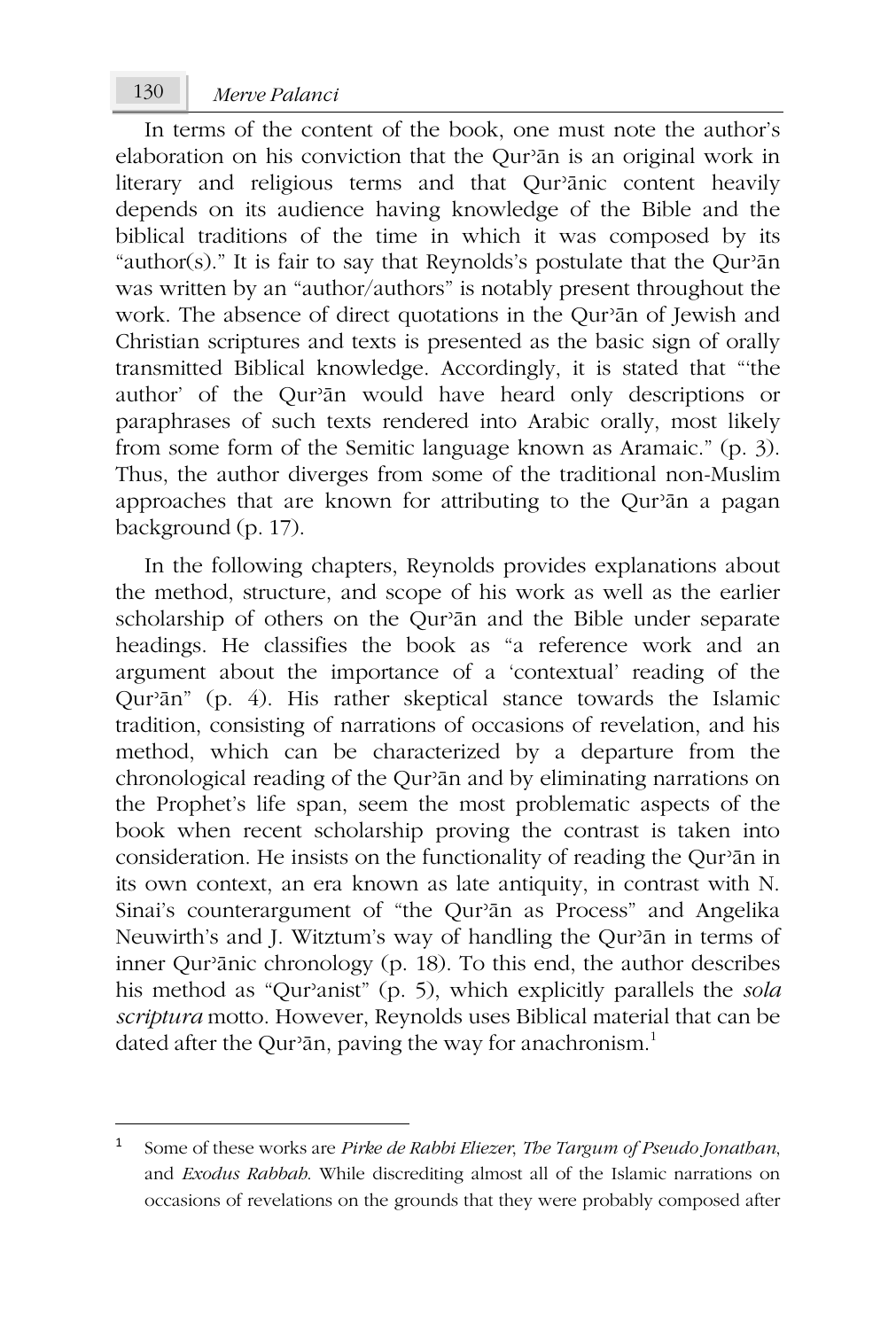In terms of the content of the book, one must note the author's elaboration on his conviction that the Qur'ān is an original work in literary and religious terms and that Qur'ānic content heavily depends on its audience having knowledge of the Bible and the biblical traditions of the time in which it was composed by its "author(s)." It is fair to say that Reynolds's postulate that the Qur'ān was written by an "author/authors" is notably present throughout the work. The absence of direct quotations in the Qur'ān of Jewish and Christian scriptures and texts is presented as the basic sign of orally transmitted Biblical knowledge. Accordingly, it is stated that "'the author' of the Qur'ān would have heard only descriptions or paraphrases of such texts rendered into Arabic orally, most likely from some form of the Semitic language known as Aramaic." (p. 3). Thus, the author diverges from some of the traditional non-Muslim approaches that are known for attributing to the Qur'ān a pagan background (p. 17).

In the following chapters, Reynolds provides explanations about the method, structure, and scope of his work as well as the earlier scholarship of others on the Qur'ān and the Bible under separate headings. He classifies the book as "a reference work and an argument about the importance of a 'contextual' reading of the Qur'ān" (p. 4). His rather skeptical stance towards the Islamic tradition, consisting of narrations of occasions of revelation, and his method, which can be characterized by a departure from the chronological reading of the Qur'ān and by eliminating narrations on the Prophet's life span, seem the most problematic aspects of the book when recent scholarship proving the contrast is taken into consideration. He insists on the functionality of reading the Qur'ān in its own context, an era known as late antiquity, in contrast with N. Sinai's counterargument of "the Qur'ān as Process" and Angelika Neuwirth's and J. Witztum's way of handling the Qur'ān in terms of inner Qur'ānic chronology (p. 18). To this end, the author describes his method as "Qur'anist" (p. 5), which explicitly parallels the *sola scriptura* motto. However, Reynolds uses Biblical material that can be dated after the Qur'ān, paving the way for anachronism.[1]

---

[1] Some of these works are *Pirke de Rabbi Eliezer*, *The Targum of Pseudo Jonathan*, and *Exodus Rabbah*. While discrediting almost all of the Islamic narrations on occasions of revelations on the grounds that they were probably composed after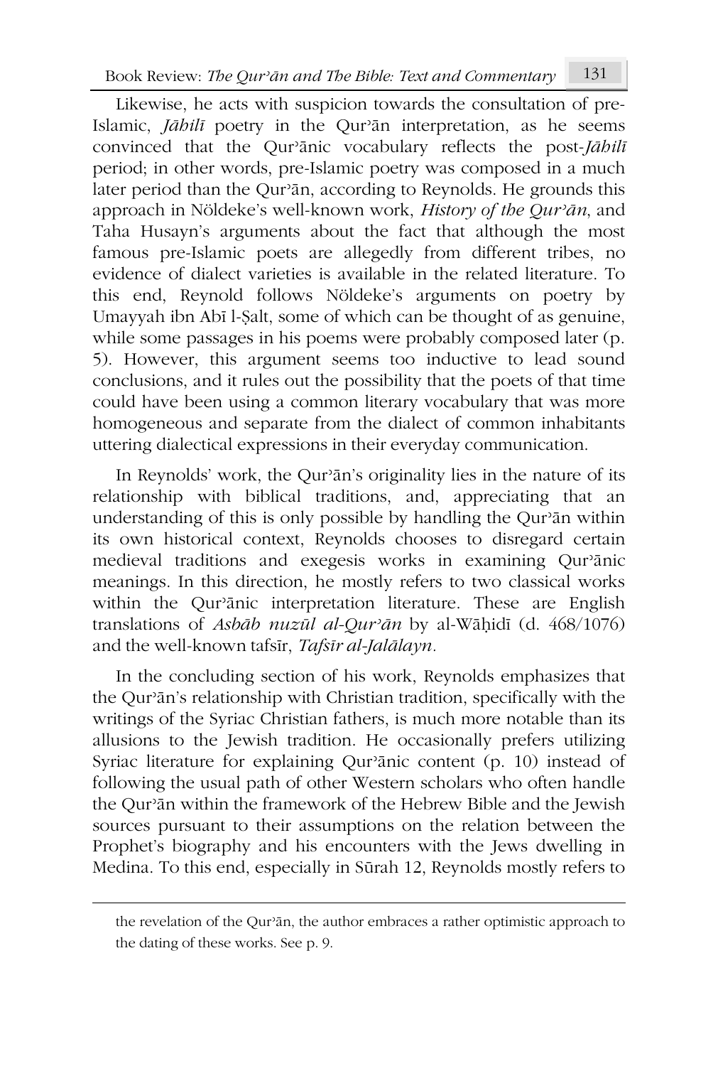Likewise, he acts with suspicion towards the consultation of pre-Islamic, *Jāhilī* poetry in the Qurʾān interpretation, as he seems convinced that the Qurʾānic vocabulary reflects the post-*Jāhilī* period; in other words, pre-Islamic poetry was composed in a much later period than the Qurʾān, according to Reynolds. He grounds this approach in Nöldeke's well-known work, *History of the Qurʾān*, and Taha Husayn's arguments about the fact that although the most famous pre-Islamic poets are allegedly from different tribes, no evidence of dialect varieties is available in the related literature. To this end, Reynold follows Nöldeke's arguments on poetry by Umayyah ibn Abī l-Ṣalt, some of which can be thought of as genuine, while some passages in his poems were probably composed later (p. 5). However, this argument seems too inductive to lead sound conclusions, and it rules out the possibility that the poets of that time could have been using a common literary vocabulary that was more homogeneous and separate from the dialect of common inhabitants uttering dialectical expressions in their everyday communication.

In Reynolds' work, the Qurʾān's originality lies in the nature of its relationship with biblical traditions, and, appreciating that an understanding of this is only possible by handling the Qurʾān within its own historical context, Reynolds chooses to disregard certain medieval traditions and exegesis works in examining Qurʾānic meanings. In this direction, he mostly refers to two classical works within the Qurʾānic interpretation literature. These are English translations of *Asbāb nuzūl al-Qurʾān* by al-Wāḥidī (d. 468/1076) and the well-known tafsīr, *Tafsīr al-Jalālayn*.

In the concluding section of his work, Reynolds emphasizes that the Qurʾān's relationship with Christian tradition, specifically with the writings of the Syriac Christian fathers, is much more notable than its allusions to the Jewish tradition. He occasionally prefers utilizing Syriac literature for explaining Qurʾānic content (p. 10) instead of following the usual path of other Western scholars who often handle the Qurʾān within the framework of the Hebrew Bible and the Jewish sources pursuant to their assumptions on the relation between the Prophet's biography and his encounters with the Jews dwelling in Medina. To this end, especially in Sūrah 12, Reynolds mostly refers to

the revelation of the Qurʾān, the author embraces a rather optimistic approach to the dating of these works. See p. 9.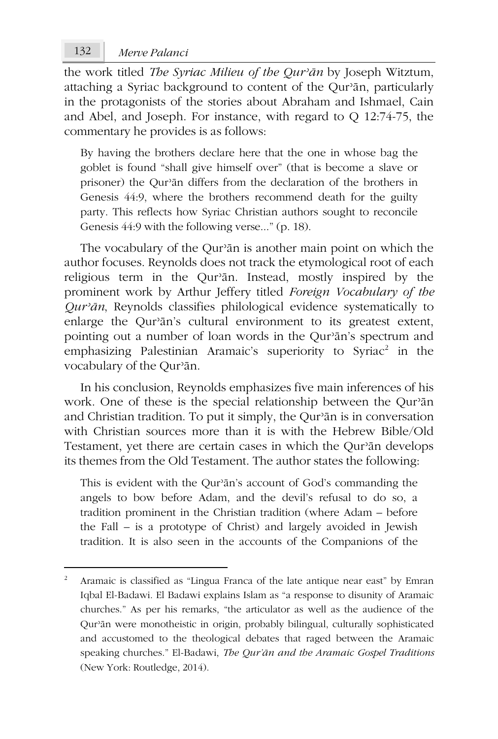the work titled *The Syriac Milieu of the Qurʾān* by Joseph Witztum, attaching a Syriac background to content of the Qurʾān, particularly in the protagonists of the stories about Abraham and Ishmael, Cain and Abel, and Joseph. For instance, with regard to Q 12:74-75, the commentary he provides is as follows:

> By having the brothers declare here that the one in whose bag the goblet is found "shall give himself over" (that is become a slave or prisoner) the Qurʾān differs from the declaration of the brothers in Genesis 44:9, where the brothers recommend death for the guilty party. This reflects how Syriac Christian authors sought to reconcile Genesis 44:9 with the following verse…" (p. 18).

The vocabulary of the Qurʾān is another main point on which the author focuses. Reynolds does not track the etymological root of each religious term in the Qurʾān. Instead, mostly inspired by the prominent work by Arthur Jeffery titled *Foreign Vocabulary of the Qurʾān*, Reynolds classifies philological evidence systematically to enlarge the Qurʾān's cultural environment to its greatest extent, pointing out a number of loan words in the Qurʾān's spectrum and emphasizing Palestinian Aramaic's superiority to Syriac[2] in the vocabulary of the Qurʾān.

In his conclusion, Reynolds emphasizes five main inferences of his work. One of these is the special relationship between the Qurʾān and Christian tradition. To put it simply, the Qurʾān is in conversation with Christian sources more than it is with the Hebrew Bible/Old Testament, yet there are certain cases in which the Qurʾān develops its themes from the Old Testament. The author states the following:

> This is evident with the Qurʾān's account of God's commanding the angels to bow before Adam, and the devil's refusal to do so, a tradition prominent in the Christian tradition (where Adam – before the Fall – is a prototype of Christ) and largely avoided in Jewish tradition. It is also seen in the accounts of the Companions of the

---

[2] Aramaic is classified as "Lingua Franca of the late antique near east" by Emran Iqbal El-Badawi. El Badawi explains Islam as "a response to disunity of Aramaic churches." As per his remarks, "the articulator as well as the audience of the Qurʾān were monotheistic in origin, probably bilingual, culturally sophisticated and accustomed to the theological debates that raged between the Aramaic speaking churches." El-Badawi, *The Qurʾān and the Aramaic Gospel Traditions* (New York: Routledge, 2014).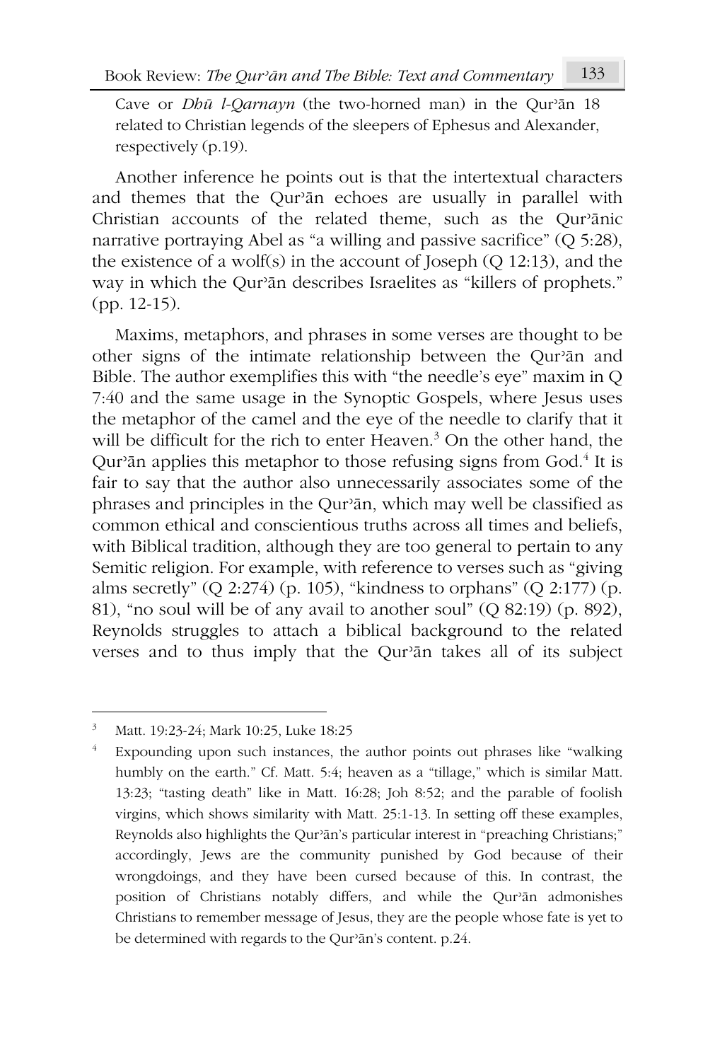Cave or *Dhū l-Qarnayn* (the two-horned man) in the Qurʾān 18 related to Christian legends of the sleepers of Ephesus and Alexander, respectively (p.19).

Another inference he points out is that the intertextual characters and themes that the Qurʾān echoes are usually in parallel with Christian accounts of the related theme, such as the Qurʾānic narrative portraying Abel as "a willing and passive sacrifice" (Q 5:28), the existence of a wolf(s) in the account of Joseph (Q 12:13), and the way in which the Qurʾān describes Israelites as "killers of prophets." (pp. 12-15).

Maxims, metaphors, and phrases in some verses are thought to be other signs of the intimate relationship between the Qurʾān and Bible. The author exemplifies this with "the needle's eye" maxim in Q 7:40 and the same usage in the Synoptic Gospels, where Jesus uses the metaphor of the camel and the eye of the needle to clarify that it will be difficult for the rich to enter Heaven.[3] On the other hand, the Qurʾān applies this metaphor to those refusing signs from God.[4] It is fair to say that the author also unnecessarily associates some of the phrases and principles in the Qurʾān, which may well be classified as common ethical and conscientious truths across all times and beliefs, with Biblical tradition, although they are too general to pertain to any Semitic religion. For example, with reference to verses such as "giving alms secretly" (Q 2:274) (p. 105), "kindness to orphans" (Q 2:177) (p. 81), "no soul will be of any avail to another soul" (Q 82:19) (p. 892), Reynolds struggles to attach a biblical background to the related verses and to thus imply that the Qurʾān takes all of its subject

---

[3] Matt. 19:23-24; Mark 10:25, Luke 18:25

[4] Expounding upon such instances, the author points out phrases like "walking humbly on the earth." Cf. Matt. 5:4; heaven as a "tillage," which is similar Matt. 13:23; "tasting death" like in Matt. 16:28; Joh 8:52; and the parable of foolish virgins, which shows similarity with Matt. 25:1-13. In setting off these examples, Reynolds also highlights the Qurʾān's particular interest in "preaching Christians;" accordingly, Jews are the community punished by God because of their wrongdoings, and they have been cursed because of this. In contrast, the position of Christians notably differs, and while the Qurʾān admonishes Christians to remember message of Jesus, they are the people whose fate is yet to be determined with regards to the Qurʾān's content. p.24.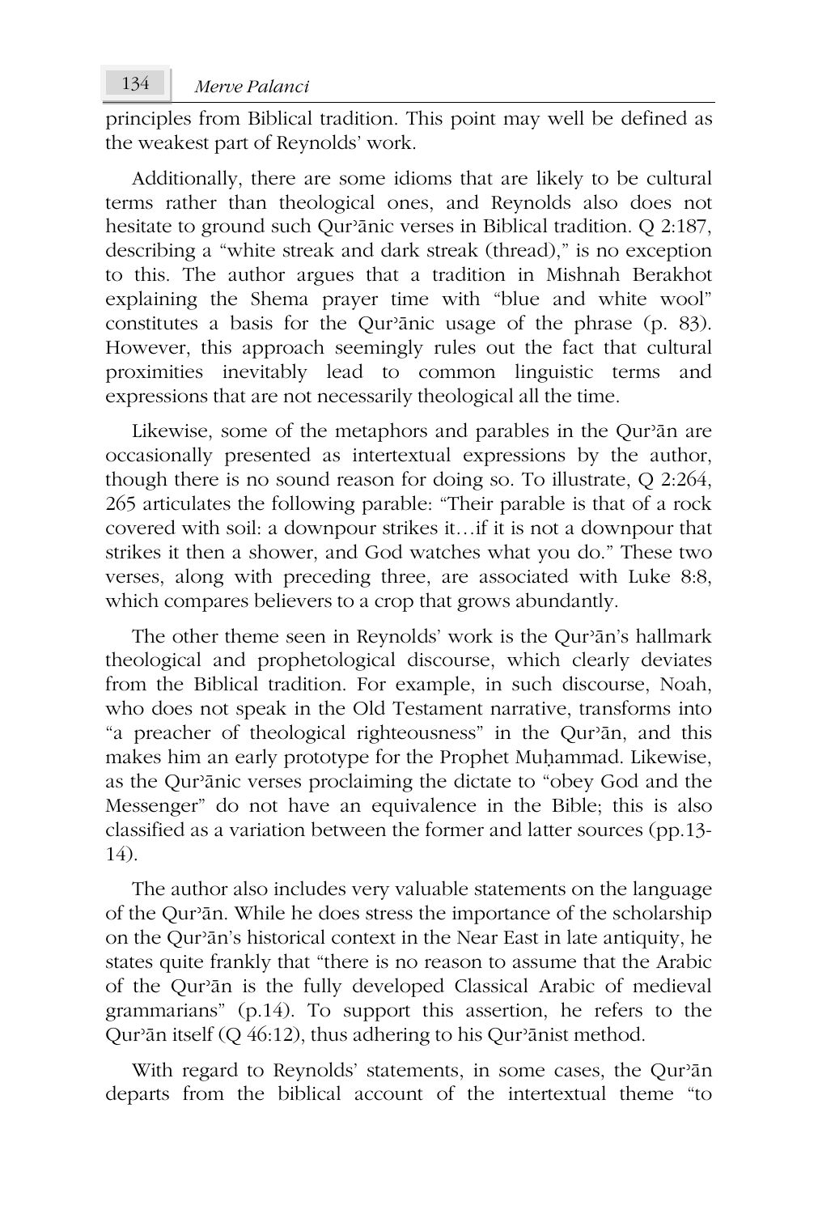principles from Biblical tradition. This point may well be defined as the weakest part of Reynolds' work.

Additionally, there are some idioms that are likely to be cultural terms rather than theological ones, and Reynolds also does not hesitate to ground such Qurʾānic verses in Biblical tradition. Q 2:187, describing a "white streak and dark streak (thread)," is no exception to this. The author argues that a tradition in Mishnah Berakhot explaining the Shema prayer time with "blue and white wool" constitutes a basis for the Qurʾānic usage of the phrase (p. 83). However, this approach seemingly rules out the fact that cultural proximities inevitably lead to common linguistic terms and expressions that are not necessarily theological all the time.

Likewise, some of the metaphors and parables in the Qurʾān are occasionally presented as intertextual expressions by the author, though there is no sound reason for doing so. To illustrate, Q 2:264, 265 articulates the following parable: "Their parable is that of a rock covered with soil: a downpour strikes it…if it is not a downpour that strikes it then a shower, and God watches what you do." These two verses, along with preceding three, are associated with Luke 8:8, which compares believers to a crop that grows abundantly.

The other theme seen in Reynolds' work is the Qurʾān's hallmark theological and prophetological discourse, which clearly deviates from the Biblical tradition. For example, in such discourse, Noah, who does not speak in the Old Testament narrative, transforms into "a preacher of theological righteousness" in the Qurʾān, and this makes him an early prototype for the Prophet Muḥammad. Likewise, as the Qurʾānic verses proclaiming the dictate to "obey God and the Messenger" do not have an equivalence in the Bible; this is also classified as a variation between the former and latter sources (pp.13-14).

The author also includes very valuable statements on the language of the Qurʾān. While he does stress the importance of the scholarship on the Qurʾān's historical context in the Near East in late antiquity, he states quite frankly that "there is no reason to assume that the Arabic of the Qurʾān is the fully developed Classical Arabic of medieval grammarians" (p.14). To support this assertion, he refers to the Qurʾān itself (Q 46:12), thus adhering to his Qurʾānist method.

With regard to Reynolds' statements, in some cases, the Qurʾān departs from the biblical account of the intertextual theme "to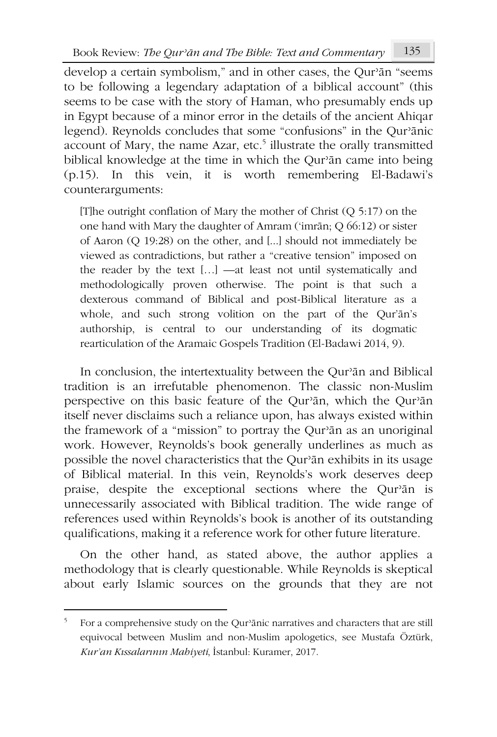develop a certain symbolism," and in other cases, the Qurʾān "seems to be following a legendary adaptation of a biblical account" (this seems to be case with the story of Haman, who presumably ends up in Egypt because of a minor error in the details of the ancient Ahiqar legend). Reynolds concludes that some "confusions" in the Qurʾānic account of Mary, the name Azar, etc.[5] illustrate the orally transmitted biblical knowledge at the time in which the Qurʾān came into being (p.15). In this vein, it is worth remembering El-Badawi's counterarguments:

> [T]he outright conflation of Mary the mother of Christ (Q 5:17) on the one hand with Mary the daughter of Amram (ʿimrān; Q 66:12) or sister of Aaron (Q 19:28) on the other, and [...] should not immediately be viewed as contradictions, but rather a "creative tension" imposed on the reader by the text […] —at least not until systematically and methodologically proven otherwise. The point is that such a dexterous command of Biblical and post-Biblical literature as a whole, and such strong volition on the part of the Qurʾān's authorship, is central to our understanding of its dogmatic rearticulation of the Aramaic Gospels Tradition (El-Badawi 2014, 9).

In conclusion, the intertextuality between the Qurʾān and Biblical tradition is an irrefutable phenomenon. The classic non-Muslim perspective on this basic feature of the Qurʾān, which the Qurʾān itself never disclaims such a reliance upon, has always existed within the framework of a "mission" to portray the Qurʾān as an unoriginal work. However, Reynolds's book generally underlines as much as possible the novel characteristics that the Qurʾān exhibits in its usage of Biblical material. In this vein, Reynolds's work deserves deep praise, despite the exceptional sections where the Qurʾān is unnecessarily associated with Biblical tradition. The wide range of references used within Reynolds's book is another of its outstanding qualifications, making it a reference work for other future literature.

On the other hand, as stated above, the author applies a methodology that is clearly questionable. While Reynolds is skeptical about early Islamic sources on the grounds that they are not

---

[5] For a comprehensive study on the Qurʾānic narratives and characters that are still equivocal between Muslim and non-Muslim apologetics, see Mustafa Öztürk, *Kur'an Kıssalarının Mahiyeti*, İstanbul: Kuramer, 2017.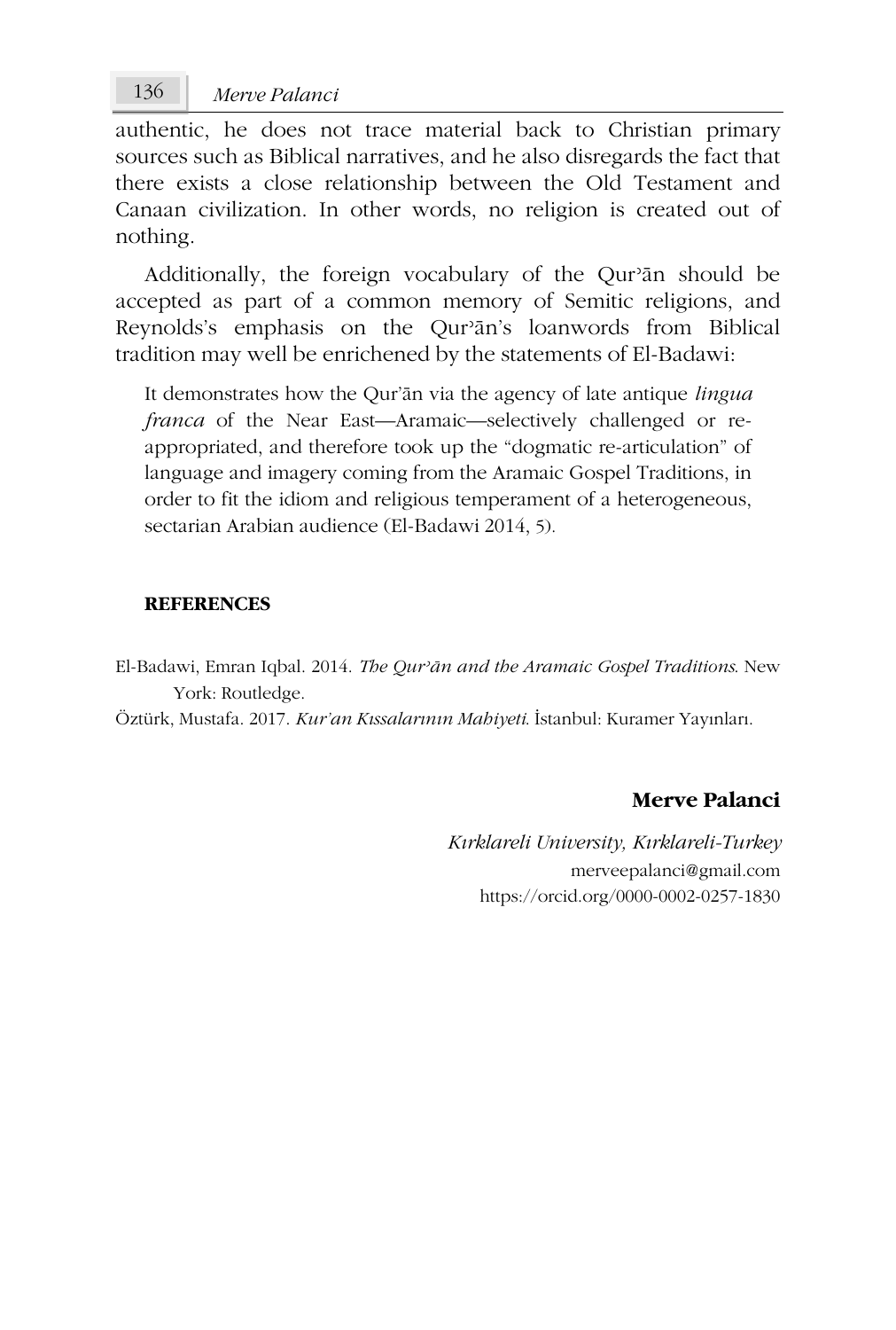authentic, he does not trace material back to Christian primary sources such as Biblical narratives, and he also disregards the fact that there exists a close relationship between the Old Testament and Canaan civilization. In other words, no religion is created out of nothing.

Additionally, the foreign vocabulary of the Qurʾān should be accepted as part of a common memory of Semitic religions, and Reynolds's emphasis on the Qurʾān's loanwords from Biblical tradition may well be enrichened by the statements of El-Badawi:

> It demonstrates how the Qur'ān via the agency of late antique *lingua franca* of the Near East—Aramaic—selectively challenged or re-appropriated, and therefore took up the "dogmatic re-articulation" of language and imagery coming from the Aramaic Gospel Traditions, in order to fit the idiom and religious temperament of a heterogeneous, sectarian Arabian audience (El-Badawi 2014, 5).

**REFERENCES**

El-Badawi, Emran Iqbal. 2014. *The Qurʾān and the Aramaic Gospel Traditions*. New York: Routledge.

Öztürk, Mustafa. 2017. *Kur'an Kıssalarının Mahiyeti*. İstanbul: Kuramer Yayınları.

**Merve Palanci**

*Kırklareli University, Kırklareli-Turkey*

merveepalanci@gmail.com

https://orcid.org/0000-0002-0257-1830